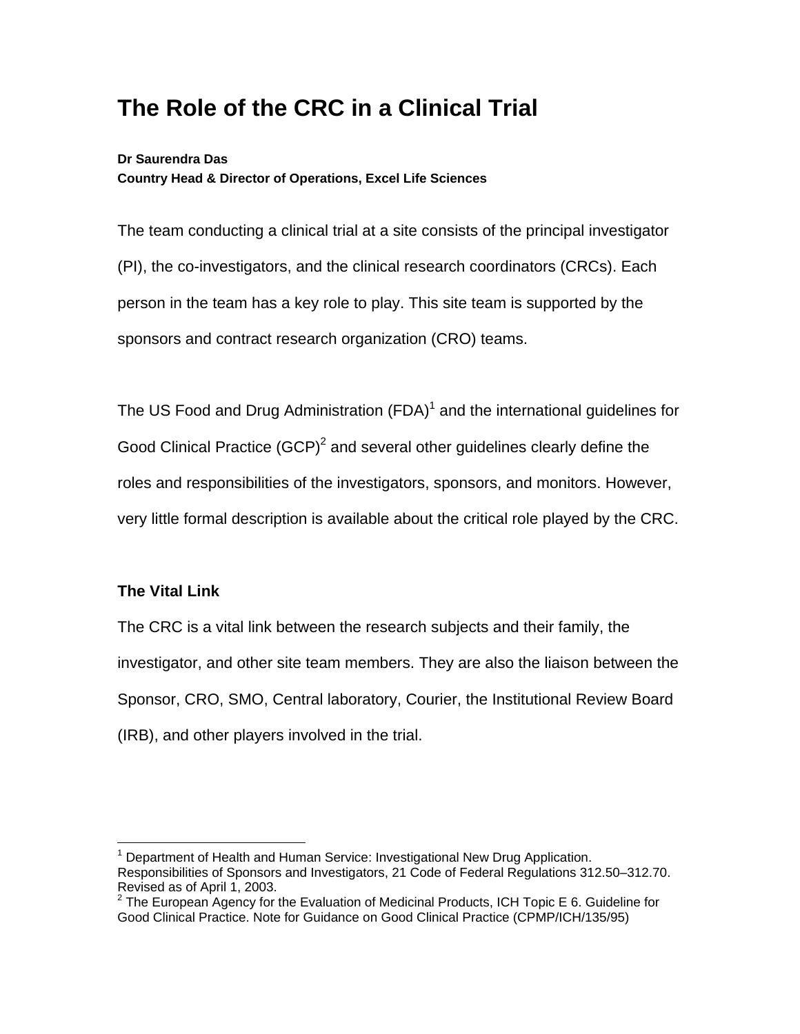# The Role of the CRC in a Clinical Trial

**Dr Saurendra Das**
**Country Head & Director of Operations, Excel Life Sciences**

The team conducting a clinical trial at a site consists of the principal investigator (PI), the co-investigators, and the clinical research coordinators (CRCs). Each person in the team has a key role to play. This site team is supported by the sponsors and contract research organization (CRO) teams.

The US Food and Drug Administration (FDA)[1] and the international guidelines for Good Clinical Practice (GCP)[2] and several other guidelines clearly define the roles and responsibilities of the investigators, sponsors, and monitors. However, very little formal description is available about the critical role played by the CRC.

### The Vital Link

The CRC is a vital link between the research subjects and their family, the investigator, and other site team members. They are also the liaison between the Sponsor, CRO, SMO, Central laboratory, Courier, the Institutional Review Board (IRB), and other players involved in the trial.

---

[1] Department of Health and Human Service: Investigational New Drug Application. Responsibilities of Sponsors and Investigators, 21 Code of Federal Regulations 312.50–312.70. Revised as of April 1, 2003.

[2] The European Agency for the Evaluation of Medicinal Products, ICH Topic E 6. Guideline for Good Clinical Practice. Note for Guidance on Good Clinical Practice (CPMP/ICH/135/95)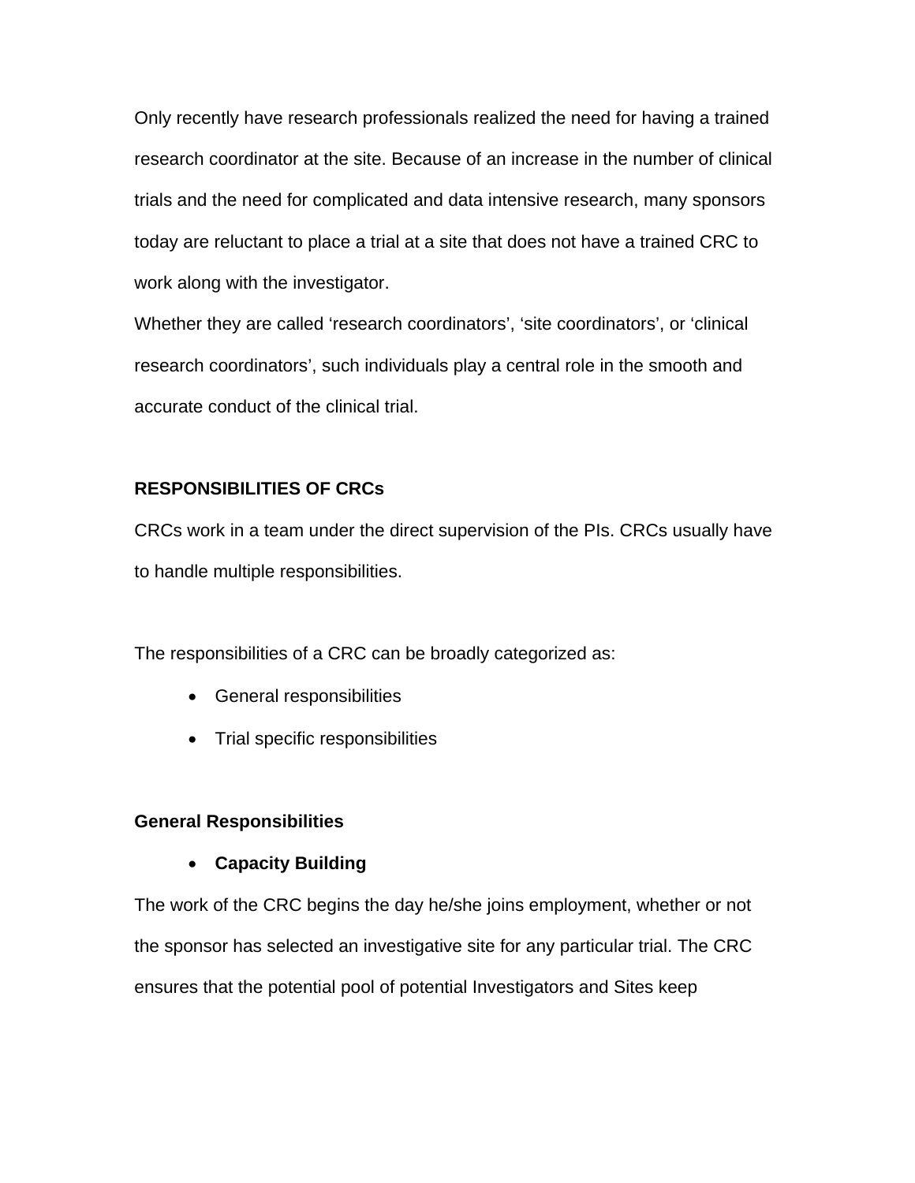Only recently have research professionals realized the need for having a trained research coordinator at the site. Because of an increase in the number of clinical trials and the need for complicated and data intensive research, many sponsors today are reluctant to place a trial at a site that does not have a trained CRC to work along with the investigator.

Whether they are called 'research coordinators', 'site coordinators', or 'clinical research coordinators', such individuals play a central role in the smooth and accurate conduct of the clinical trial.

**RESPONSIBILITIES OF CRCs**

CRCs work in a team under the direct supervision of the PIs. CRCs usually have to handle multiple responsibilities.

The responsibilities of a CRC can be broadly categorized as:

- General responsibilities
- Trial specific responsibilities

**General Responsibilities**

- **Capacity Building**

The work of the CRC begins the day he/she joins employment, whether or not the sponsor has selected an investigative site for any particular trial. The CRC ensures that the potential pool of potential Investigators and Sites keep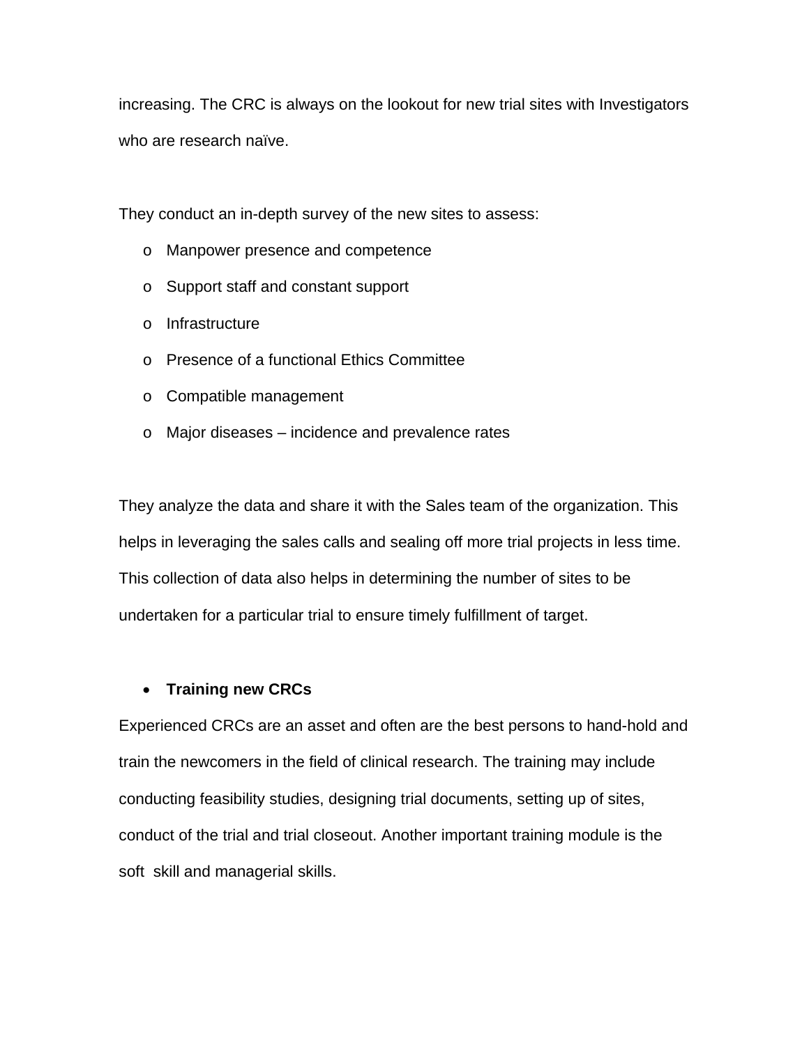increasing. The CRC is always on the lookout for new trial sites with Investigators who are research naïve.

They conduct an in-depth survey of the new sites to assess:

- Manpower presence and competence
- Support staff and constant support
- Infrastructure
- Presence of a functional Ethics Committee
- Compatible management
- Major diseases – incidence and prevalence rates

They analyze the data and share it with the Sales team of the organization. This helps in leveraging the sales calls and sealing off more trial projects in less time. This collection of data also helps in determining the number of sites to be undertaken for a particular trial to ensure timely fulfillment of target.

- **Training new CRCs**

Experienced CRCs are an asset and often are the best persons to hand-hold and train the newcomers in the field of clinical research. The training may include conducting feasibility studies, designing trial documents, setting up of sites, conduct of the trial and trial closeout. Another important training module is the soft skill and managerial skills.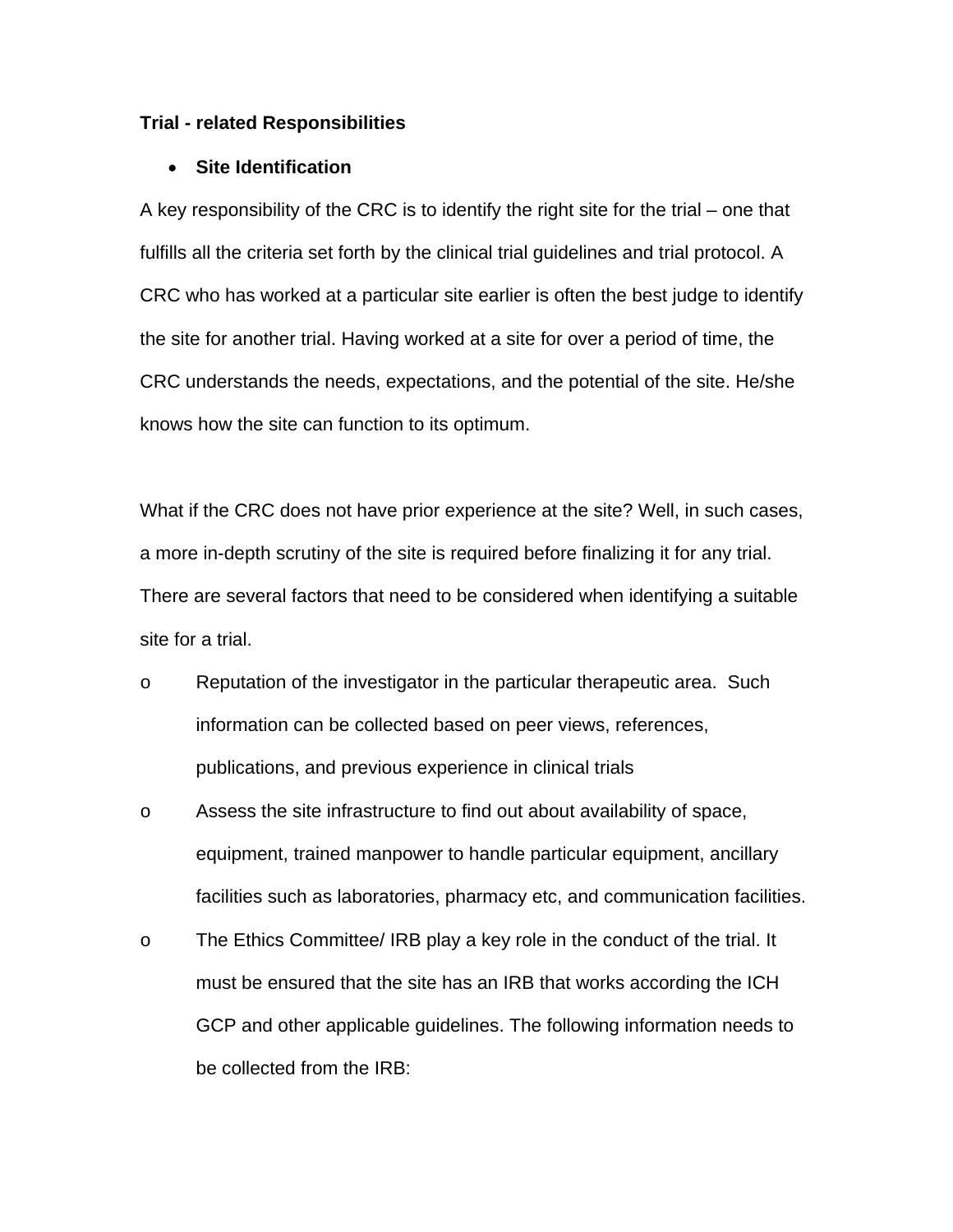**Trial - related Responsibilities**

- **Site Identification**

A key responsibility of the CRC is to identify the right site for the trial – one that fulfills all the criteria set forth by the clinical trial guidelines and trial protocol. A CRC who has worked at a particular site earlier is often the best judge to identify the site for another trial. Having worked at a site for over a period of time, the CRC understands the needs, expectations, and the potential of the site. He/she knows how the site can function to its optimum.

What if the CRC does not have prior experience at the site? Well, in such cases, a more in-depth scrutiny of the site is required before finalizing it for any trial. There are several factors that need to be considered when identifying a suitable site for a trial.

- Reputation of the investigator in the particular therapeutic area. Such information can be collected based on peer views, references, publications, and previous experience in clinical trials
- Assess the site infrastructure to find out about availability of space, equipment, trained manpower to handle particular equipment, ancillary facilities such as laboratories, pharmacy etc, and communication facilities.
- The Ethics Committee/ IRB play a key role in the conduct of the trial. It must be ensured that the site has an IRB that works according the ICH GCP and other applicable guidelines. The following information needs to be collected from the IRB: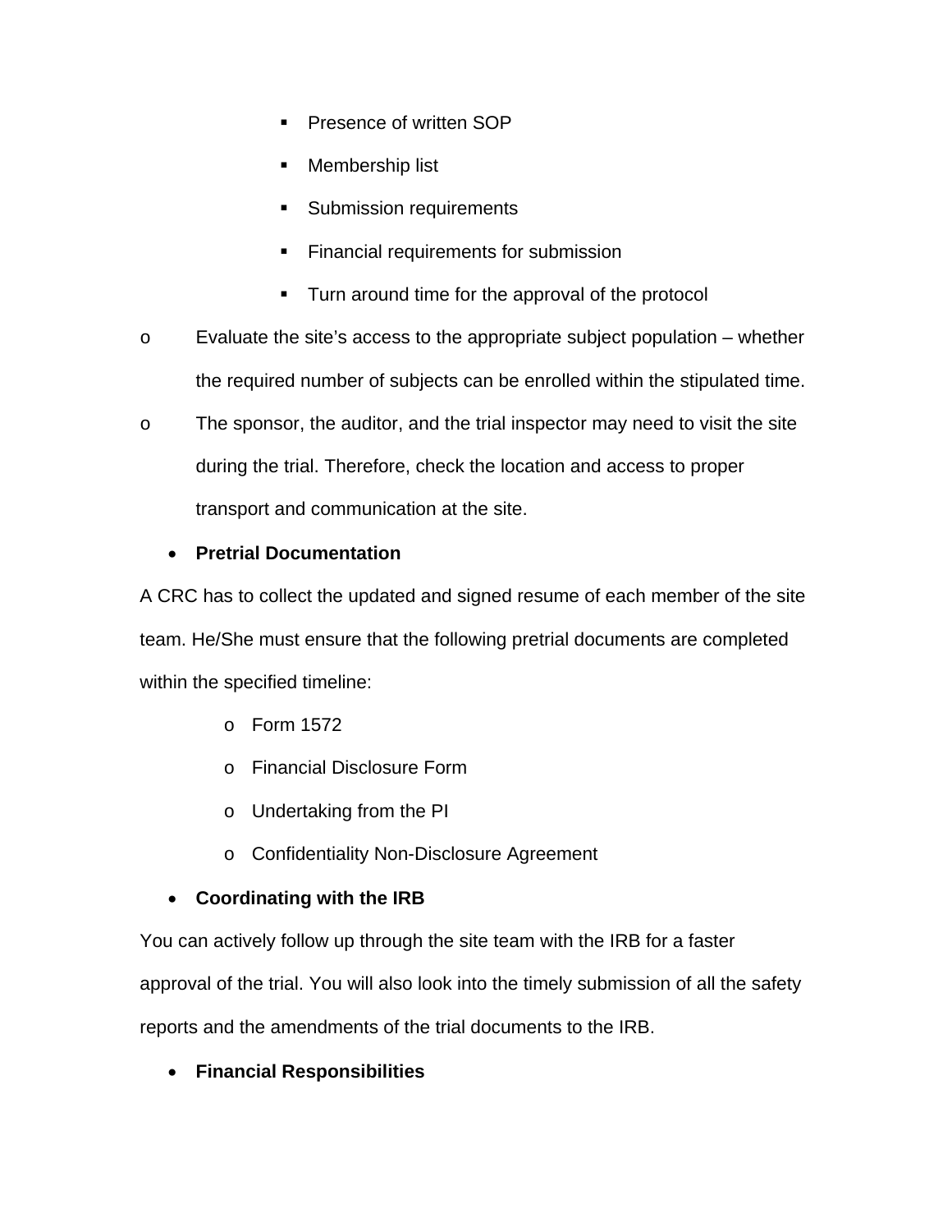- Presence of written SOP
      - Membership list
      - Submission requirements
      - Financial requirements for submission
      - Turn around time for the approval of the protocol
  - Evaluate the site's access to the appropriate subject population – whether the required number of subjects can be enrolled within the stipulated time.
  - The sponsor, the auditor, and the trial inspector may need to visit the site during the trial. Therefore, check the location and access to proper transport and communication at the site.

- **Pretrial Documentation**

A CRC has to collect the updated and signed resume of each member of the site team. He/She must ensure that the following pretrial documents are completed within the specified timeline:

  - Form 1572
  - Financial Disclosure Form
  - Undertaking from the PI
  - Confidentiality Non-Disclosure Agreement

- **Coordinating with the IRB**

You can actively follow up through the site team with the IRB for a faster approval of the trial. You will also look into the timely submission of all the safety reports and the amendments of the trial documents to the IRB.

- **Financial Responsibilities**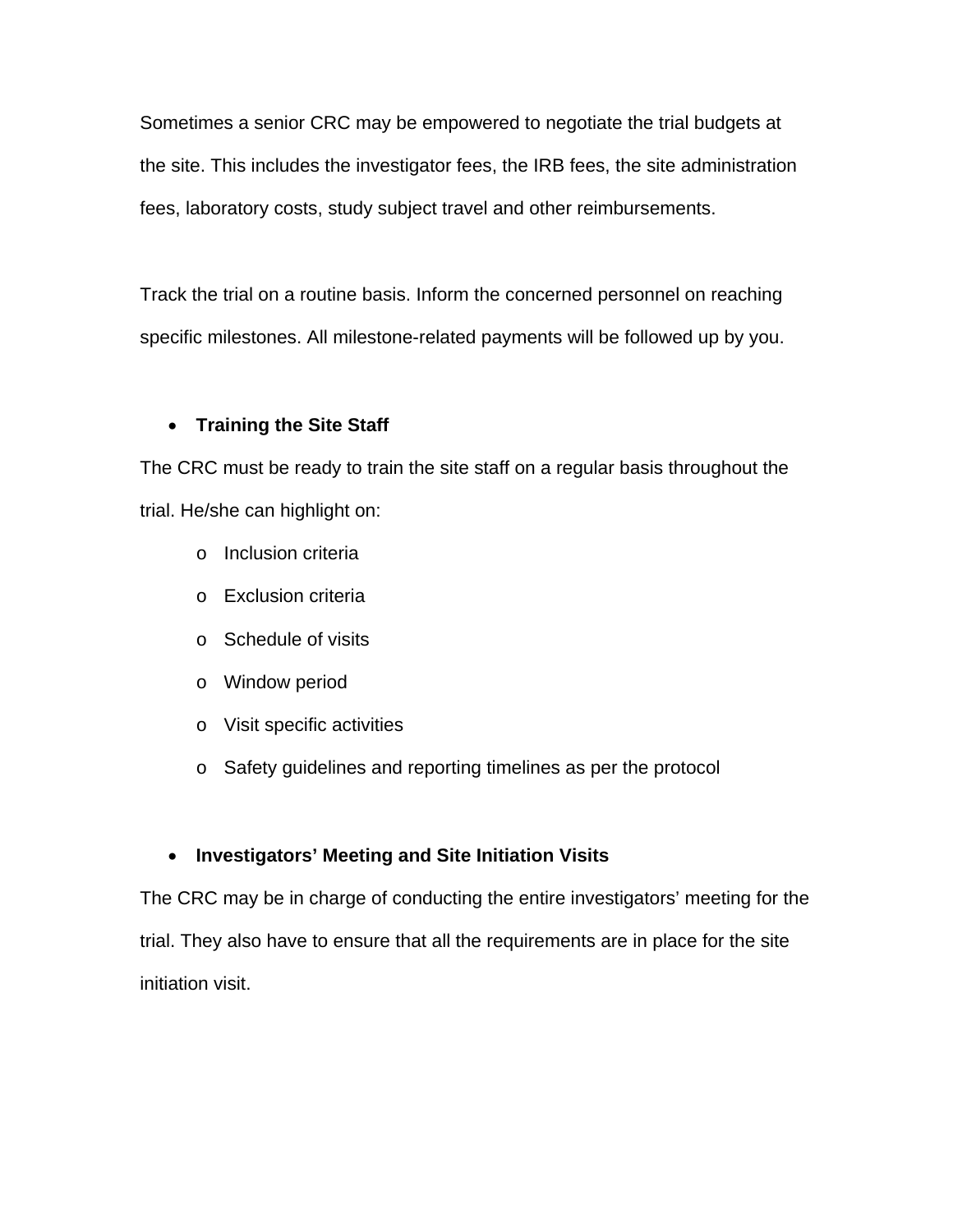Sometimes a senior CRC may be empowered to negotiate the trial budgets at the site. This includes the investigator fees, the IRB fees, the site administration fees, laboratory costs, study subject travel and other reimbursements.

Track the trial on a routine basis. Inform the concerned personnel on reaching specific milestones. All milestone-related payments will be followed up by you.

- **Training the Site Staff**

The CRC must be ready to train the site staff on a regular basis throughout the trial. He/she can highlight on:

  - Inclusion criteria
  - Exclusion criteria
  - Schedule of visits
  - Window period
  - Visit specific activities
  - Safety guidelines and reporting timelines as per the protocol

- **Investigators' Meeting and Site Initiation Visits**

The CRC may be in charge of conducting the entire investigators' meeting for the trial. They also have to ensure that all the requirements are in place for the site initiation visit.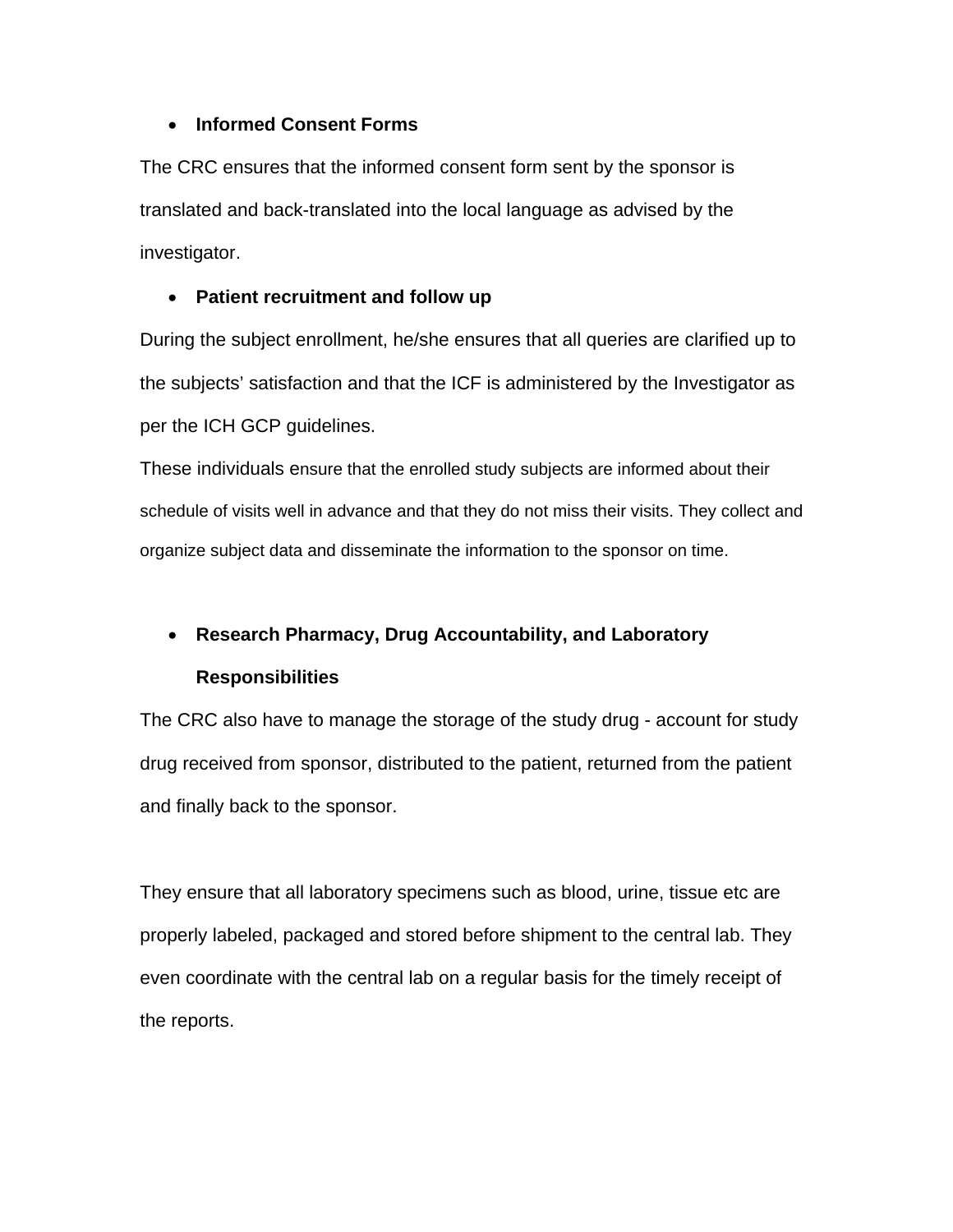- **Informed Consent Forms**

The CRC ensures that the informed consent form sent by the sponsor is translated and back-translated into the local language as advised by the investigator.

- **Patient recruitment and follow up**

During the subject enrollment, he/she ensures that all queries are clarified up to the subjects' satisfaction and that the ICF is administered by the Investigator as per the ICH GCP guidelines.

These individuals ensure that the enrolled study subjects are informed about their schedule of visits well in advance and that they do not miss their visits. They collect and organize subject data and disseminate the information to the sponsor on time.

- **Research Pharmacy, Drug Accountability, and Laboratory Responsibilities**

The CRC also have to manage the storage of the study drug - account for study drug received from sponsor, distributed to the patient, returned from the patient and finally back to the sponsor.

They ensure that all laboratory specimens such as blood, urine, tissue etc are properly labeled, packaged and stored before shipment to the central lab. They even coordinate with the central lab on a regular basis for the timely receipt of the reports.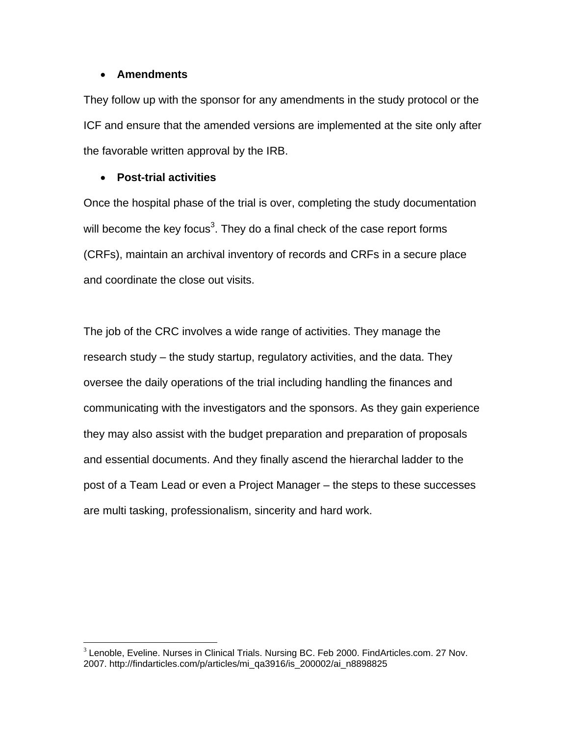- **Amendments**

They follow up with the sponsor for any amendments in the study protocol or the ICF and ensure that the amended versions are implemented at the site only after the favorable written approval by the IRB.

- **Post-trial activities**

Once the hospital phase of the trial is over, completing the study documentation will become the key focus[3]. They do a final check of the case report forms (CRFs), maintain an archival inventory of records and CRFs in a secure place and coordinate the close out visits.

The job of the CRC involves a wide range of activities. They manage the research study – the study startup, regulatory activities, and the data. They oversee the daily operations of the trial including handling the finances and communicating with the investigators and the sponsors. As they gain experience they may also assist with the budget preparation and preparation of proposals and essential documents. And they finally ascend the hierarchal ladder to the post of a Team Lead or even a Project Manager – the steps to these successes are multi tasking, professionalism, sincerity and hard work.

---

[3] Lenoble, Eveline. Nurses in Clinical Trials. Nursing BC. Feb 2000. FindArticles.com. 27 Nov. 2007. http://findarticles.com/p/articles/mi_qa3916/is_200002/ai_n8898825